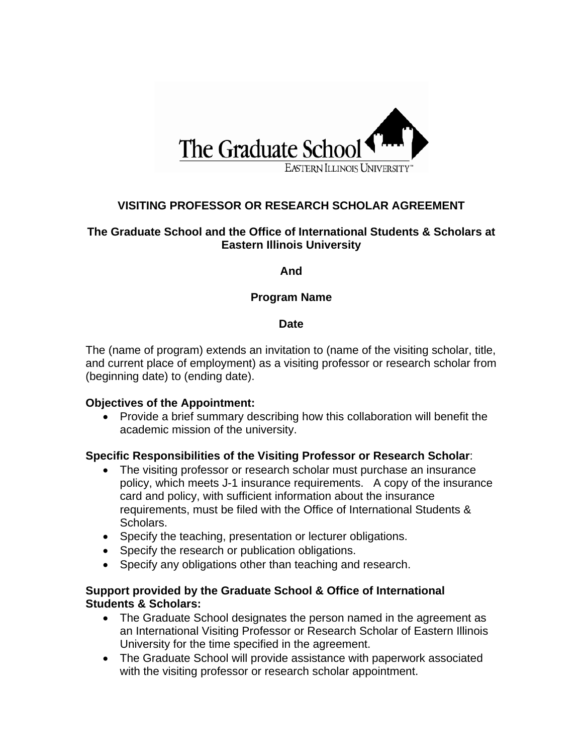The Graduate School

EASTERN ILLINOIS UNIVERSITY™

# VISITING PROFESSOR OR RESEARCH SCHOLAR AGREEMENT

**The Graduate School and the Office of International Students & Scholars at Eastern Illinois University**

**And**

**Program Name**

**Date**

The (name of program) extends an invitation to (name of the visiting scholar, title, and current place of employment) as a visiting professor or research scholar from (beginning date) to (ending date).

**Objectives of the Appointment:**

- Provide a brief summary describing how this collaboration will benefit the academic mission of the university.

**Specific Responsibilities of the Visiting Professor or Research Scholar**:

- The visiting professor or research scholar must purchase an insurance policy, which meets J-1 insurance requirements. A copy of the insurance card and policy, with sufficient information about the insurance requirements, must be filed with the Office of International Students & Scholars.
- Specify the teaching, presentation or lecturer obligations.
- Specify the research or publication obligations.
- Specify any obligations other than teaching and research.

**Support provided by the Graduate School & Office of International Students & Scholars:**

- The Graduate School designates the person named in the agreement as an International Visiting Professor or Research Scholar of Eastern Illinois University for the time specified in the agreement.
- The Graduate School will provide assistance with paperwork associated with the visiting professor or research scholar appointment.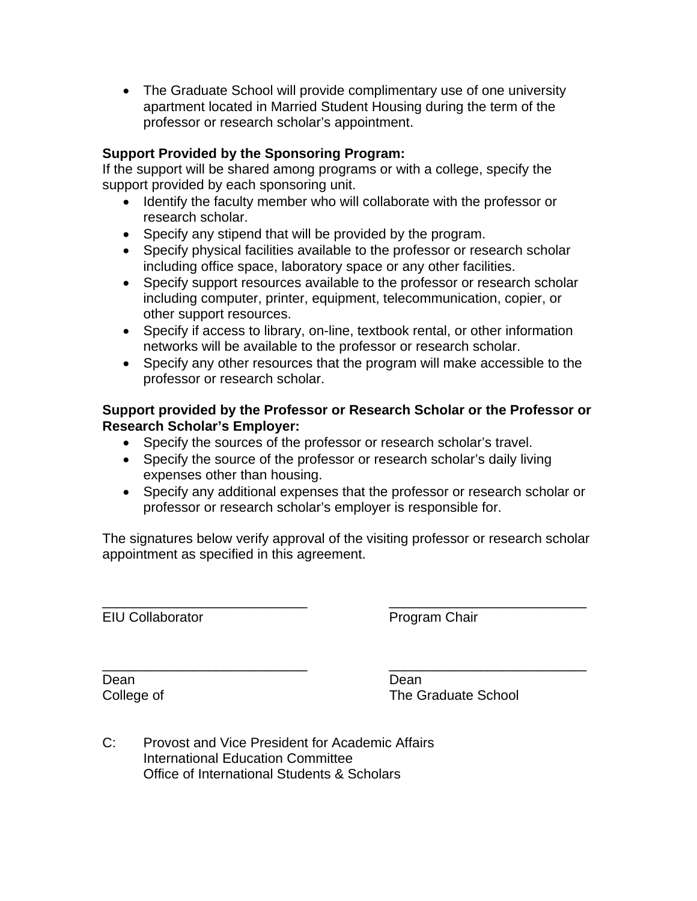- The Graduate School will provide complimentary use of one university apartment located in Married Student Housing during the term of the professor or research scholar's appointment.

**Support Provided by the Sponsoring Program:**
If the support will be shared among programs or with a college, specify the support provided by each sponsoring unit.

- Identify the faculty member who will collaborate with the professor or research scholar.
- Specify any stipend that will be provided by the program.
- Specify physical facilities available to the professor or research scholar including office space, laboratory space or any other facilities.
- Specify support resources available to the professor or research scholar including computer, printer, equipment, telecommunication, copier, or other support resources.
- Specify if access to library, on-line, textbook rental, or other information networks will be available to the professor or research scholar.
- Specify any other resources that the program will make accessible to the professor or research scholar.

**Support provided by the Professor or Research Scholar or the Professor or Research Scholar's Employer:**

- Specify the sources of the professor or research scholar's travel.
- Specify the source of the professor or research scholar's daily living expenses other than housing.
- Specify any additional expenses that the professor or research scholar or professor or research scholar's employer is responsible for.

The signatures below verify approval of the visiting professor or research scholar appointment as specified in this agreement.

| | |
|---|---|
| ___________________________ | ___________________________ |
| EIU Collaborator | Program Chair |
| ___________________________ | ___________________________ |
| Dean<br>College of | Dean<br>The Graduate School |

C: Provost and Vice President for Academic Affairs
International Education Committee
Office of International Students & Scholars